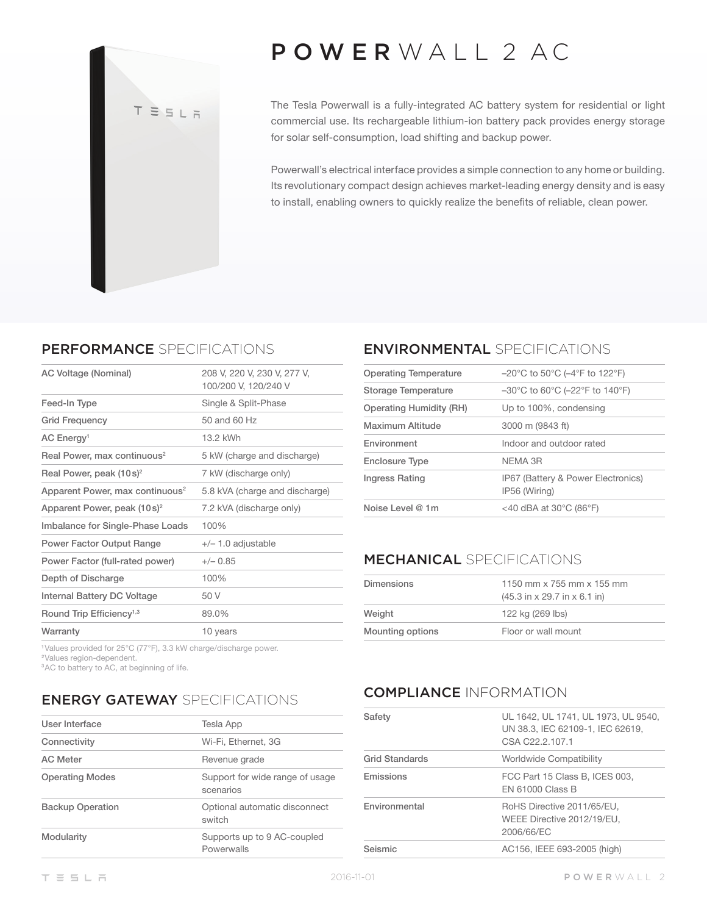# POWERWALL 2 AC

The Tesla Powerwall is a fully-integrated AC battery system for residential or light commercial use. Its rechargeable lithium-ion battery pack provides energy storage for solar self-consumption, load shifting and backup power.

Powerwall's electrical interface provides a simple connection to any home or building. Its revolutionary compact design achieves market-leading energy density and is easy to install, enabling owners to quickly realize the benefits of reliable, clean power.

## PERFORMANCE SPECIFICATIONS

| | |
|---|---|
| AC Voltage (Nominal) | 208 V, 220 V, 230 V, 277 V, 100/200 V, 120/240 V |
| Feed-In Type | Single & Split-Phase |
| Grid Frequency | 50 and 60 Hz |
| AC Energy[1] | 13.2 kWh |
| Real Power, max continuous[2] | 5 kW (charge and discharge) |
| Real Power, peak (10 s)[2] | 7 kW (discharge only) |
| Apparent Power, max continuous[2] | 5.8 kVA (charge and discharge) |
| Apparent Power, peak (10 s)[2] | 7.2 kVA (discharge only) |
| Imbalance for Single-Phase Loads | 100% |
| Power Factor Output Range | +/– 1.0 adjustable |
| Power Factor (full-rated power) | +/– 0.85 |
| Depth of Discharge | 100% |
| Internal Battery DC Voltage | 50 V |
| Round Trip Efficiency[1,3] | 89.0% |
| Warranty | 10 years |

[1]Values provided for 25°C (77°F), 3.3 kW charge/discharge power.
[2]Values region-dependent.
[3]AC to battery to AC, at beginning of life.

## ENERGY GATEWAY SPECIFICATIONS

| | |
|---|---|
| User Interface | Tesla App |
| Connectivity | Wi-Fi, Ethernet, 3G |
| AC Meter | Revenue grade |
| Operating Modes | Support for wide range of usage scenarios |
| Backup Operation | Optional automatic disconnect switch |
| Modularity | Supports up to 9 AC-coupled Powerwalls |

## ENVIRONMENTAL SPECIFICATIONS

| | |
|---|---|
| Operating Temperature | –20°C to 50°C (–4°F to 122°F) |
| Storage Temperature | –30°C to 60°C (–22°F to 140°F) |
| Operating Humidity (RH) | Up to 100%, condensing |
| Maximum Altitude | 3000 m (9843 ft) |
| Environment | Indoor and outdoor rated |
| Enclosure Type | NEMA 3R |
| Ingress Rating | IP67 (Battery & Power Electronics) IP56 (Wiring) |
| Noise Level @ 1m | <40 dBA at 30°C (86°F) |

## MECHANICAL SPECIFICATIONS

| | |
|---|---|
| Dimensions | 1150 mm x 755 mm x 155 mm (45.3 in x 29.7 in x 6.1 in) |
| Weight | 122 kg (269 lbs) |
| Mounting options | Floor or wall mount |

## COMPLIANCE INFORMATION

| | |
|---|---|
| Safety | UL 1642, UL 1741, UL 1973, UL 9540, UN 38.3, IEC 62109-1, IEC 62619, CSA C22.2.107.1 |
| Grid Standards | Worldwide Compatibility |
| Emissions | FCC Part 15 Class B, ICES 003, EN 61000 Class B |
| Environmental | RoHS Directive 2011/65/EU, WEEE Directive 2012/19/EU, 2006/66/EC |
| Seismic | AC156, IEEE 693-2005 (high) |

2016-11-01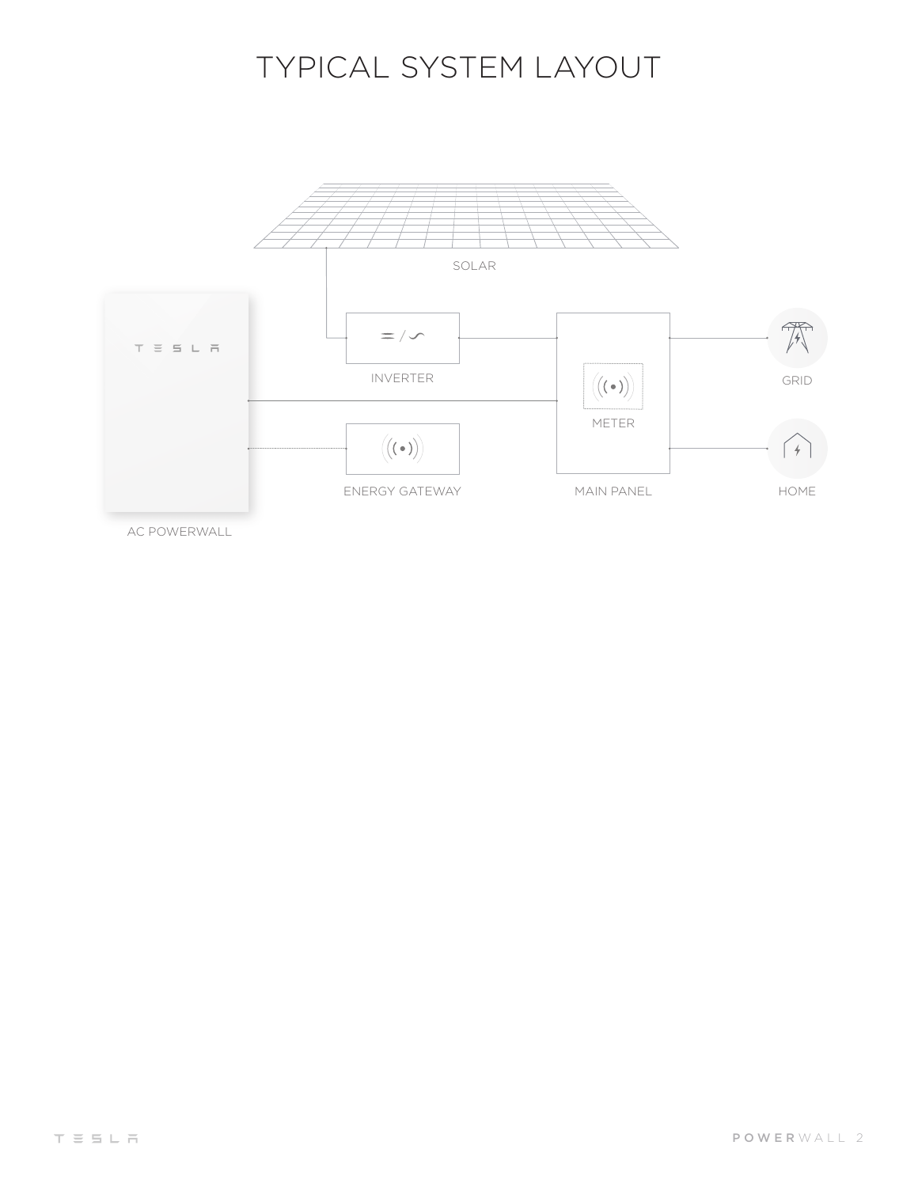# TYPICAL SYSTEM LAYOUT

SOLAR

INVERTER

METER

GRID

ENERGY GATEWAY

MAIN PANEL

HOME

AC POWERWALL